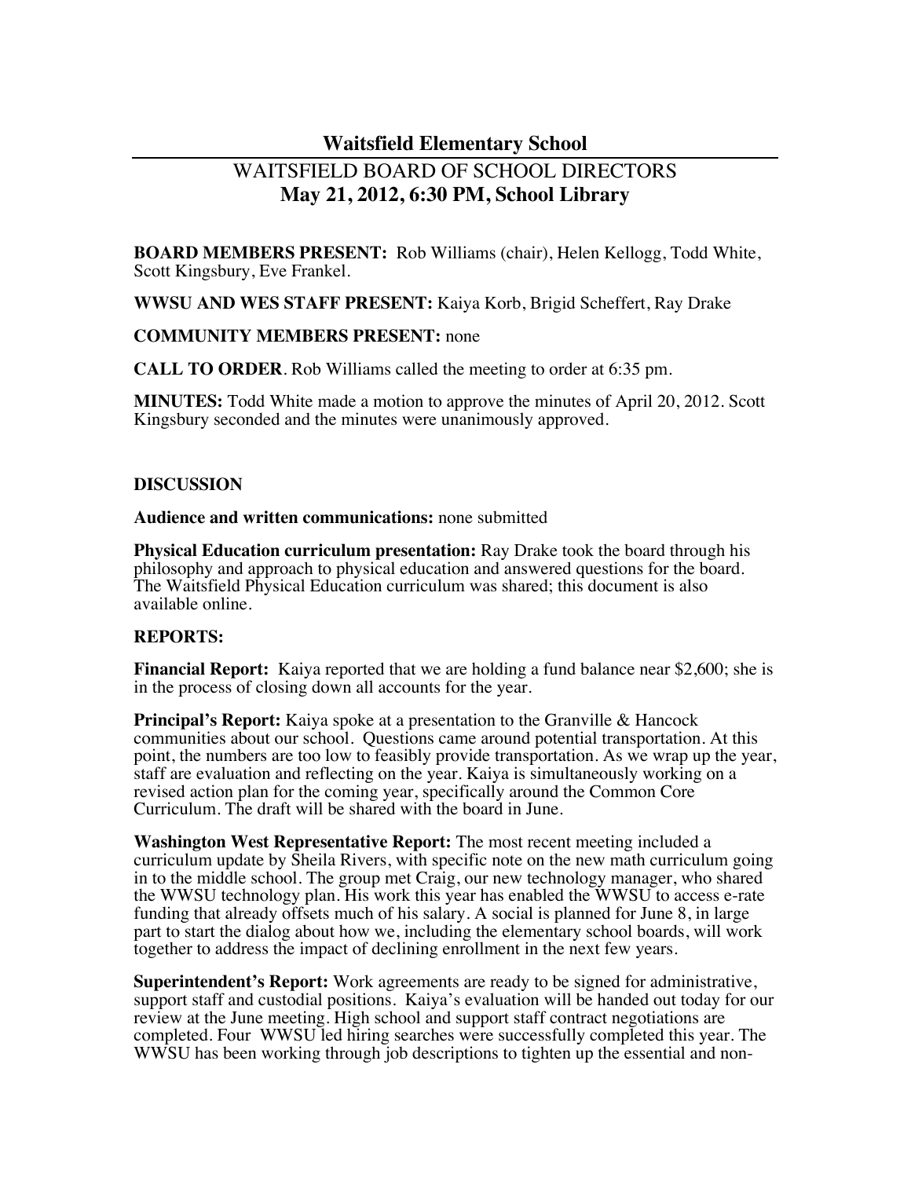# Waitsfield Elementary School

## WAITSFIELD BOARD OF SCHOOL DIRECTORS

## May 21, 2012, 6:30 PM, School Library

**BOARD MEMBERS PRESENT:** Rob Williams (chair), Helen Kellogg, Todd White, Scott Kingsbury, Eve Frankel.

**WWSU AND WES STAFF PRESENT:** Kaiya Korb, Brigid Scheffert, Ray Drake

**COMMUNITY MEMBERS PRESENT:** none

**CALL TO ORDER**. Rob Williams called the meeting to order at 6:35 pm.

**MINUTES:** Todd White made a motion to approve the minutes of April 20, 2012. Scott Kingsbury seconded and the minutes were unanimously approved.

**DISCUSSION**

**Audience and written communications:** none submitted

**Physical Education curriculum presentation:** Ray Drake took the board through his philosophy and approach to physical education and answered questions for the board. The Waitsfield Physical Education curriculum was shared; this document is also available online.

**REPORTS:**

**Financial Report:** Kaiya reported that we are holding a fund balance near $2,600; she is in the process of closing down all accounts for the year.

**Principal's Report:** Kaiya spoke at a presentation to the Granville & Hancock communities about our school. Questions came around potential transportation. At this point, the numbers are too low to feasibly provide transportation. As we wrap up the year, staff are evaluation and reflecting on the year. Kaiya is simultaneously working on a revised action plan for the coming year, specifically around the Common Core Curriculum. The draft will be shared with the board in June.

**Washington West Representative Report:** The most recent meeting included a curriculum update by Sheila Rivers, with specific note on the new math curriculum going in to the middle school. The group met Craig, our new technology manager, who shared the WWSU technology plan. His work this year has enabled the WWSU to access e-rate funding that already offsets much of his salary. A social is planned for June 8, in large part to start the dialog about how we, including the elementary school boards, will work together to address the impact of declining enrollment in the next few years.

**Superintendent's Report:** Work agreements are ready to be signed for administrative, support staff and custodial positions. Kaiya's evaluation will be handed out today for our review at the June meeting. High school and support staff contract negotiations are completed. Four WWSU led hiring searches were successfully completed this year. The WWSU has been working through job descriptions to tighten up the essential and non-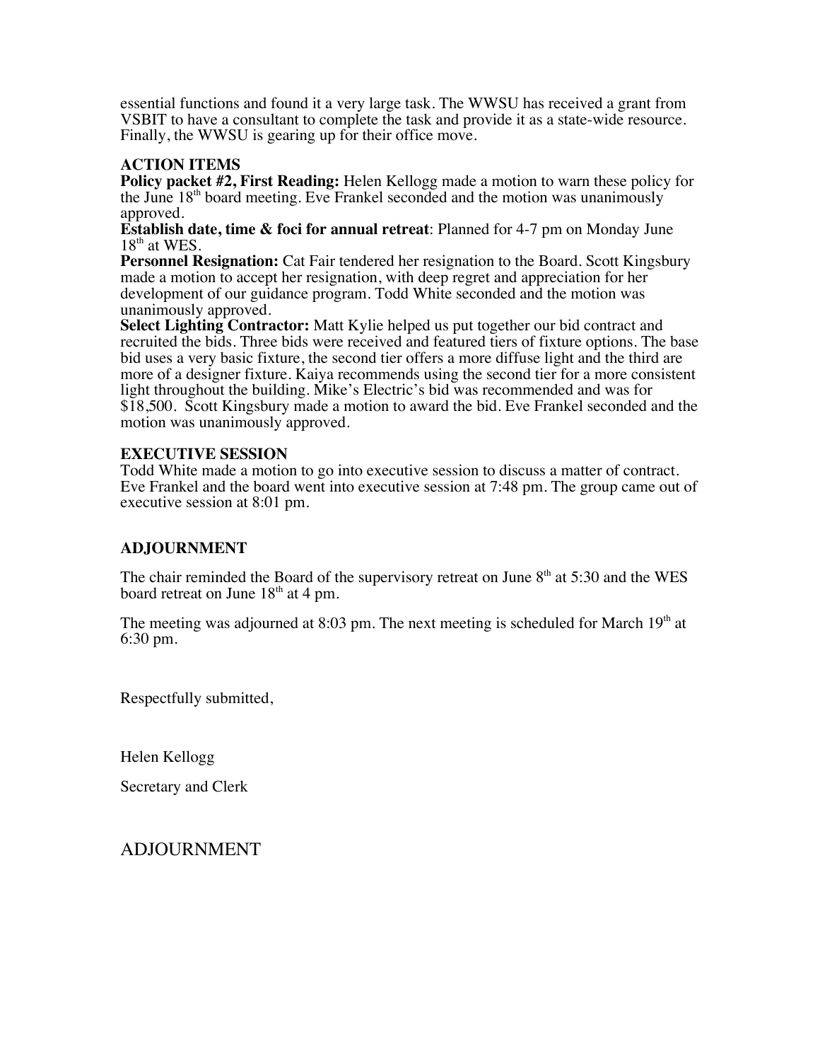essential functions and found it a very large task. The WWSU has received a grant from VSBIT to have a consultant to complete the task and provide it as a state-wide resource. Finally, the WWSU is gearing up for their office move.

**ACTION ITEMS**

**Policy packet #2, First Reading:** Helen Kellogg made a motion to warn these policy for the June 18th board meeting. Eve Frankel seconded and the motion was unanimously approved.

**Establish date, time & foci for annual retreat**: Planned for 4-7 pm on Monday June 18th at WES.

**Personnel Resignation:** Cat Fair tendered her resignation to the Board. Scott Kingsbury made a motion to accept her resignation, with deep regret and appreciation for her development of our guidance program. Todd White seconded and the motion was unanimously approved.

**Select Lighting Contractor:** Matt Kylie helped us put together our bid contract and recruited the bids. Three bids were received and featured tiers of fixture options. The base bid uses a very basic fixture, the second tier offers a more diffuse light and the third are more of a designer fixture. Kaiya recommends using the second tier for a more consistent light throughout the building. Mike's Electric's bid was recommended and was for $18,500. Scott Kingsbury made a motion to award the bid. Eve Frankel seconded and the motion was unanimously approved.

**EXECUTIVE SESSION**

Todd White made a motion to go into executive session to discuss a matter of contract. Eve Frankel and the board went into executive session at 7:48 pm. The group came out of executive session at 8:01 pm.

**ADJOURNMENT**

The chair reminded the Board of the supervisory retreat on June 8th at 5:30 and the WES board retreat on June 18th at 4 pm.

The meeting was adjourned at 8:03 pm. The next meeting is scheduled for March 19th at 6:30 pm.

Respectfully submitted,

Helen Kellogg

Secretary and Clerk

## ADJOURNMENT